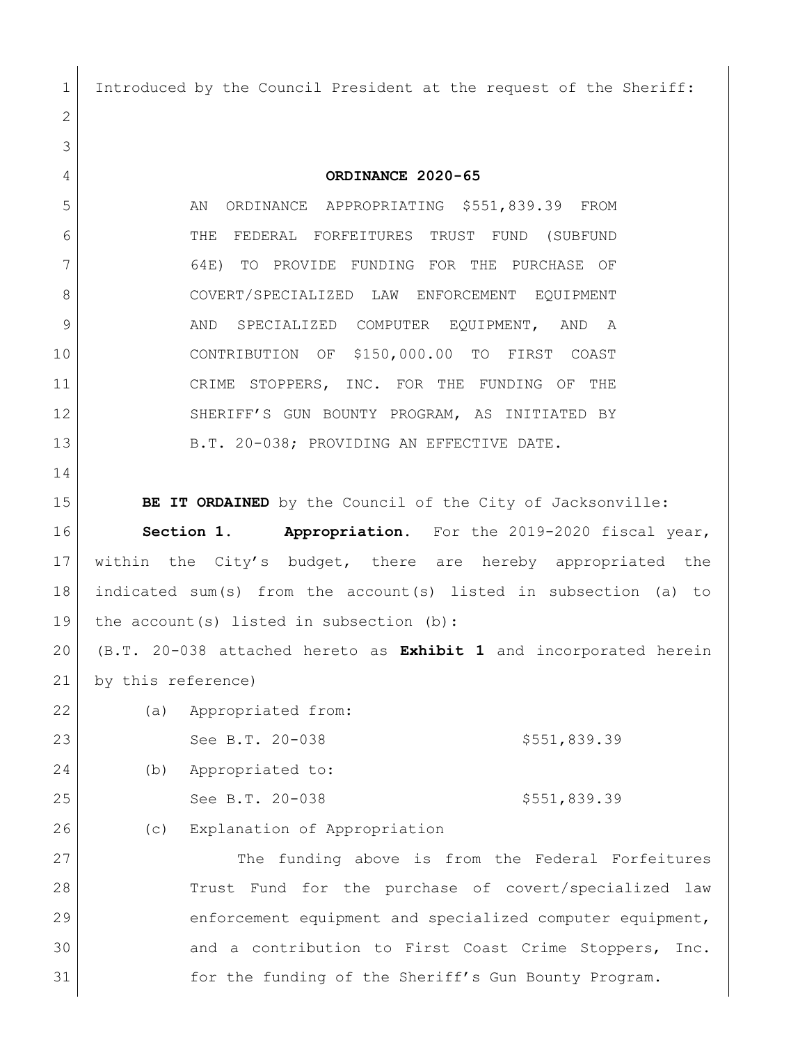Introduced by the Council President at the request of the Sheriff:

**ORDINANCE 2020-65**

AN ORDINANCE APPROPRIATING $551,839.39 FROM THE FEDERAL FORFEITURES TRUST FUND (SUBFUND 64E) TO PROVIDE FUNDING FOR THE PURCHASE OF COVERT/SPECIALIZED LAW ENFORCEMENT EQUIPMENT AND SPECIALIZED COMPUTER EQUIPMENT, AND A CONTRIBUTION OF $150,000.00 TO FIRST COAST CRIME STOPPERS, INC. FOR THE FUNDING OF THE SHERIFF'S GUN BOUNTY PROGRAM, AS INITIATED BY B.T. 20-038; PROVIDING AN EFFECTIVE DATE.

**BE IT ORDAINED** by the Council of the City of Jacksonville:

**Section 1. Appropriation.** For the 2019-2020 fiscal year, within the City's budget, there are hereby appropriated the indicated sum(s) from the account(s) listed in subsection (a) to the account(s) listed in subsection (b):

(B.T. 20-038 attached hereto as **Exhibit 1** and incorporated herein by this reference)

(a) Appropriated from:

See B.T. 20-038 $551,839.39

(b) Appropriated to:

See B.T. 20-038 $551,839.39

(c) Explanation of Appropriation

The funding above is from the Federal Forfeitures Trust Fund for the purchase of covert/specialized law enforcement equipment and specialized computer equipment, and a contribution to First Coast Crime Stoppers, Inc. for the funding of the Sheriff's Gun Bounty Program.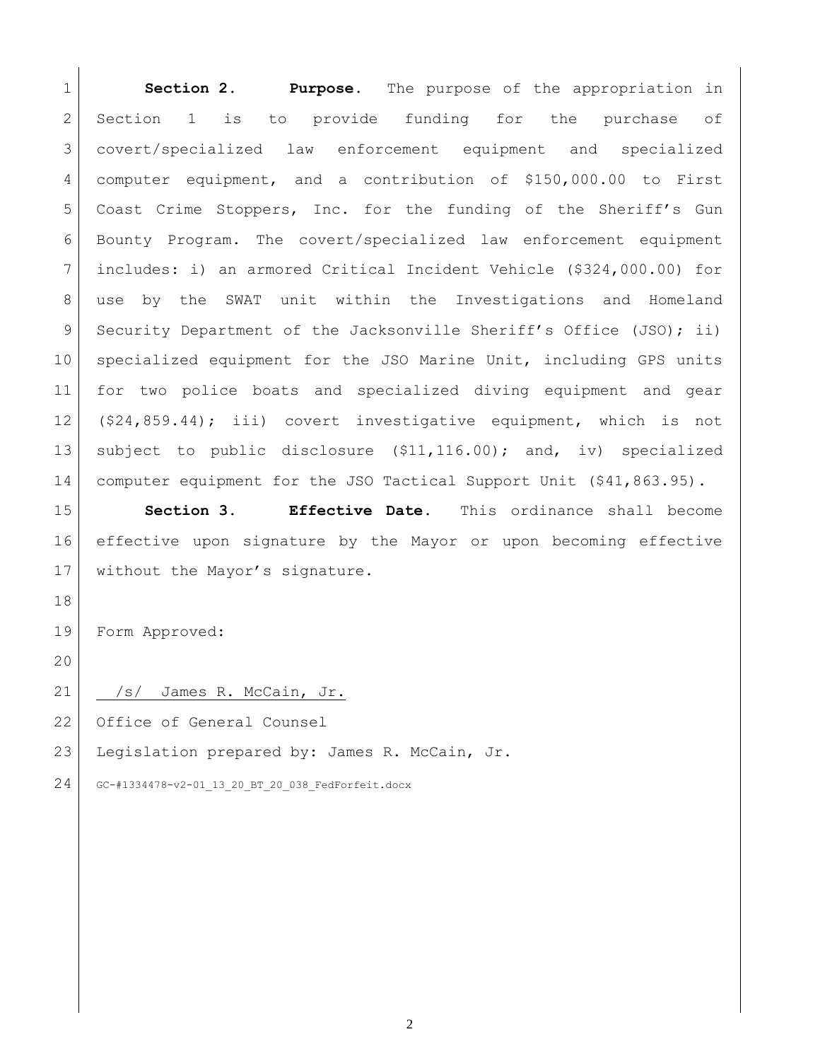**Section 2. Purpose.** The purpose of the appropriation in Section 1 is to provide funding for the purchase of covert/specialized law enforcement equipment and specialized computer equipment, and a contribution of $150,000.00 to First Coast Crime Stoppers, Inc. for the funding of the Sheriff's Gun Bounty Program. The covert/specialized law enforcement equipment includes: i) an armored Critical Incident Vehicle ($324,000.00) for use by the SWAT unit within the Investigations and Homeland Security Department of the Jacksonville Sheriff's Office (JSO); ii) specialized equipment for the JSO Marine Unit, including GPS units for two police boats and specialized diving equipment and gear ($24,859.44); iii) covert investigative equipment, which is not subject to public disclosure ($11,116.00); and, iv) specialized computer equipment for the JSO Tactical Support Unit ($41,863.95).

**Section 3. Effective Date.** This ordinance shall become effective upon signature by the Mayor or upon becoming effective without the Mayor's signature.

Form Approved:

/s/ James R. McCain, Jr.

Office of General Counsel

Legislation prepared by: James R. McCain, Jr.

GC-#1334478-v2-01_13_20_BT_20_038_FedForfeit.docx